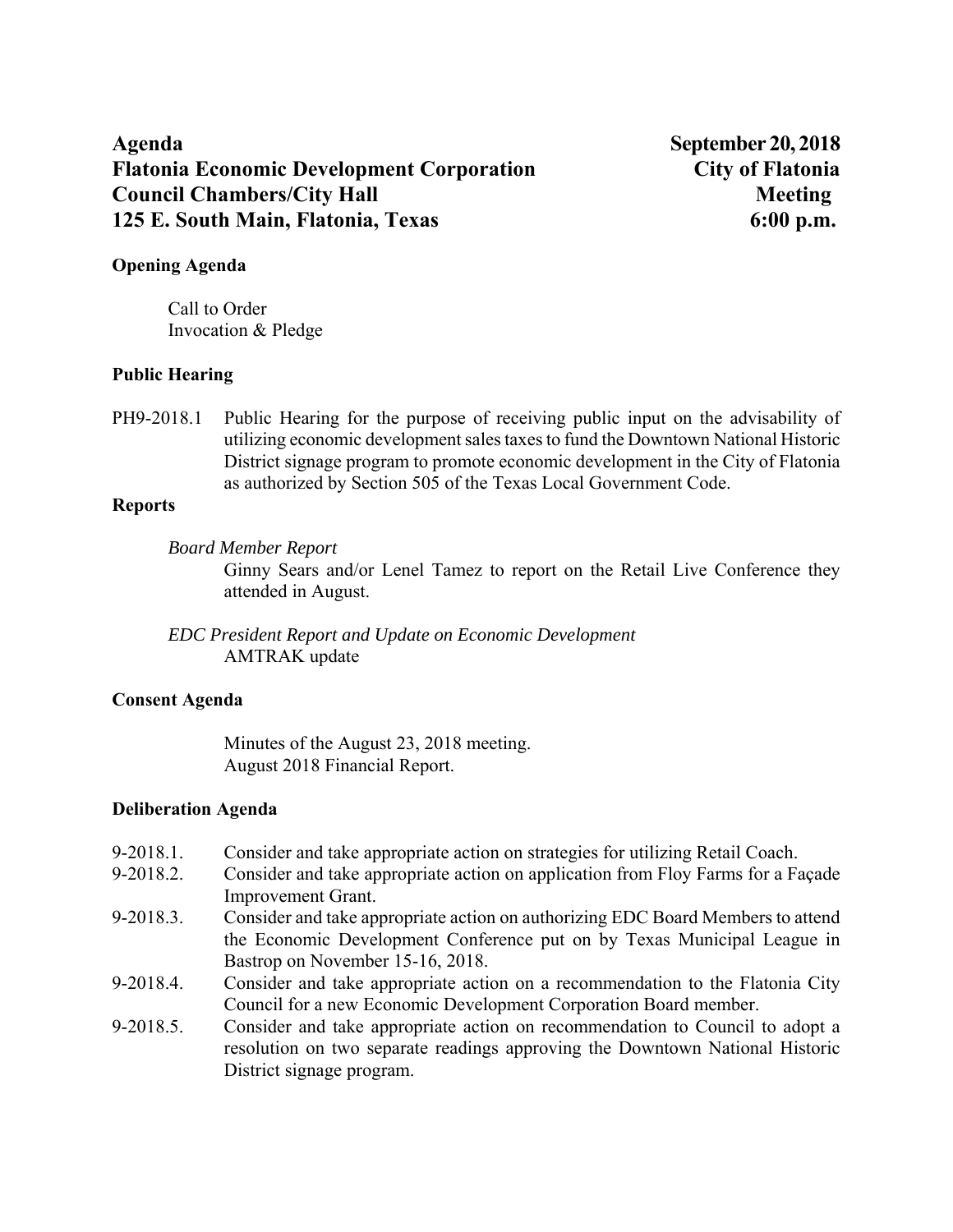**Agenda** **September 20, 2018**
**Flatonia Economic Development Corporation** **City of Flatonia**
**Council Chambers/City Hall** **Meeting**
**125 E. South Main, Flatonia, Texas** **6:00 p.m.**

**Opening Agenda**

Call to Order
Invocation & Pledge

**Public Hearing**

PH9-2018.1 Public Hearing for the purpose of receiving public input on the advisability of utilizing economic development sales taxes to fund the Downtown National Historic District signage program to promote economic development in the City of Flatonia as authorized by Section 505 of the Texas Local Government Code.

**Reports**

*Board Member Report*

Ginny Sears and/or Lenel Tamez to report on the Retail Live Conference they attended in August.

*EDC President Report and Update on Economic Development*

AMTRAK update

**Consent Agenda**

Minutes of the August 23, 2018 meeting.
August 2018 Financial Report.

**Deliberation Agenda**

9-2018.1. Consider and take appropriate action on strategies for utilizing Retail Coach.

9-2018.2. Consider and take appropriate action on application from Floy Farms for a Façade Improvement Grant.

9-2018.3. Consider and take appropriate action on authorizing EDC Board Members to attend the Economic Development Conference put on by Texas Municipal League in Bastrop on November 15-16, 2018.

9-2018.4. Consider and take appropriate action on a recommendation to the Flatonia City Council for a new Economic Development Corporation Board member.

9-2018.5. Consider and take appropriate action on recommendation to Council to adopt a resolution on two separate readings approving the Downtown National Historic District signage program.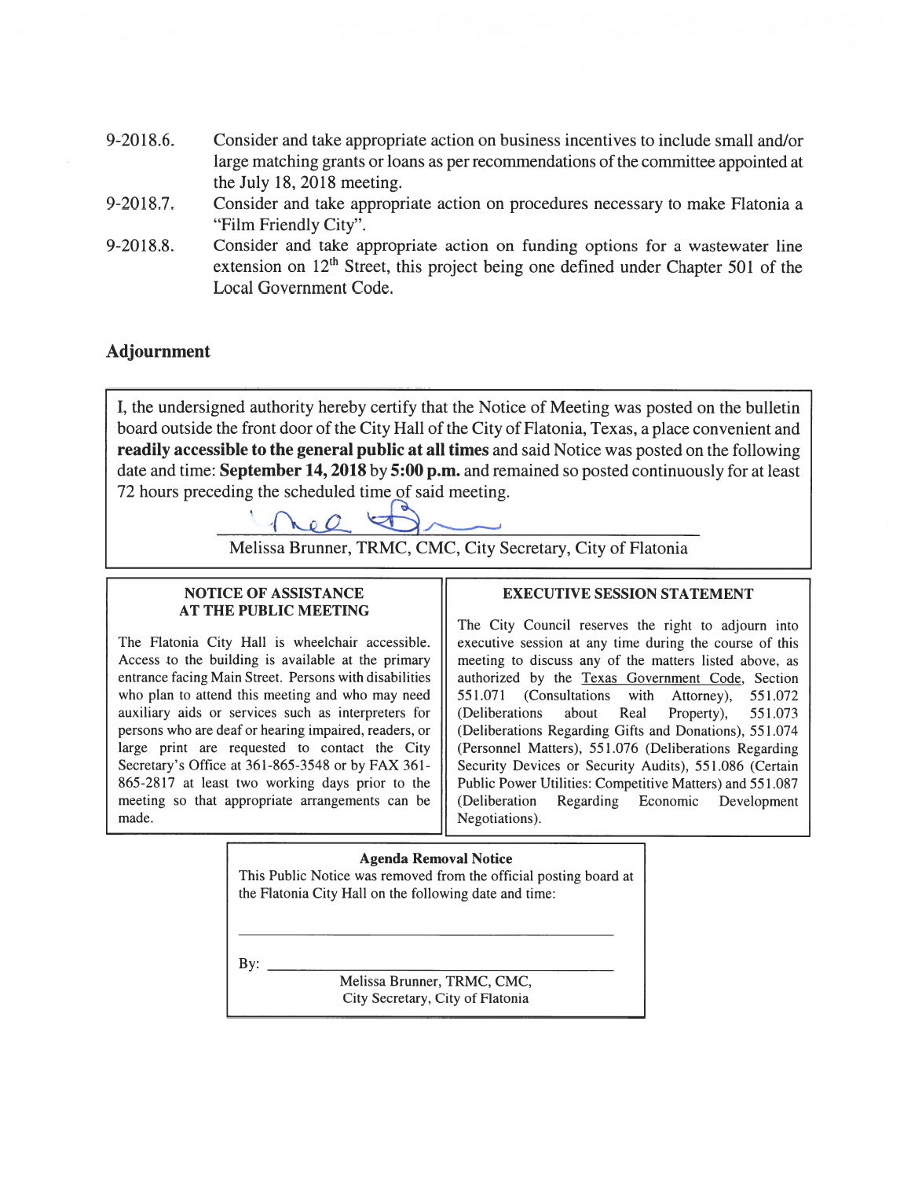9-2018.6. Consider and take appropriate action on business incentives to include small and/or large matching grants or loans as per recommendations of the committee appointed at the July 18, 2018 meeting.

9-2018.7. Consider and take appropriate action on procedures necessary to make Flatonia a "Film Friendly City".

9-2018.8. Consider and take appropriate action on funding options for a wastewater line extension on 12th Street, this project being one defined under Chapter 501 of the Local Government Code.

## Adjournment

I, the undersigned authority hereby certify that the Notice of Meeting was posted on the bulletin board outside the front door of the City Hall of the City of Flatonia, Texas, a place convenient and **readily accessible to the general public at all times** and said Notice was posted on the following date and time: **September 14, 2018** by **5:00 p.m.** and remained so posted continuously for at least 72 hours preceding the scheduled time of said meeting.

Melissa Brunner, TRMC, CMC, City Secretary, City of Flatonia

**NOTICE OF ASSISTANCE AT THE PUBLIC MEETING**

The Flatonia City Hall is wheelchair accessible. Access to the building is available at the primary entrance facing Main Street. Persons with disabilities who plan to attend this meeting and who may need auxiliary aids or services such as interpreters for persons who are deaf or hearing impaired, readers, or large print are requested to contact the City Secretary's Office at 361-865-3548 or by FAX 361-865-2817 at least two working days prior to the meeting so that appropriate arrangements can be made.

**EXECUTIVE SESSION STATEMENT**

The City Council reserves the right to adjourn into executive session at any time during the course of this meeting to discuss any of the matters listed above, as authorized by the Texas Government Code, Section 551.071 (Consultations with Attorney), 551.072 (Deliberations about Real Property), 551.073 (Deliberations Regarding Gifts and Donations), 551.074 (Personnel Matters), 551.076 (Deliberations Regarding Security Devices or Security Audits), 551.086 (Certain Public Power Utilities: Competitive Matters) and 551.087 (Deliberation Regarding Economic Development Negotiations).

**Agenda Removal Notice**

This Public Notice was removed from the official posting board at the Flatonia City Hall on the following date and time:

\_\_\_\_\_\_\_\_\_\_\_\_\_\_\_\_\_\_\_\_\_\_\_\_\_\_\_\_\_\_\_\_\_\_\_\_\_\_\_\_

By: \_\_\_\_\_\_\_\_\_\_\_\_\_\_\_\_\_\_\_\_\_\_\_\_\_\_\_\_\_\_\_\_\_\_\_\_\_\_\_\_

Melissa Brunner, TRMC, CMC,
City Secretary, City of Flatonia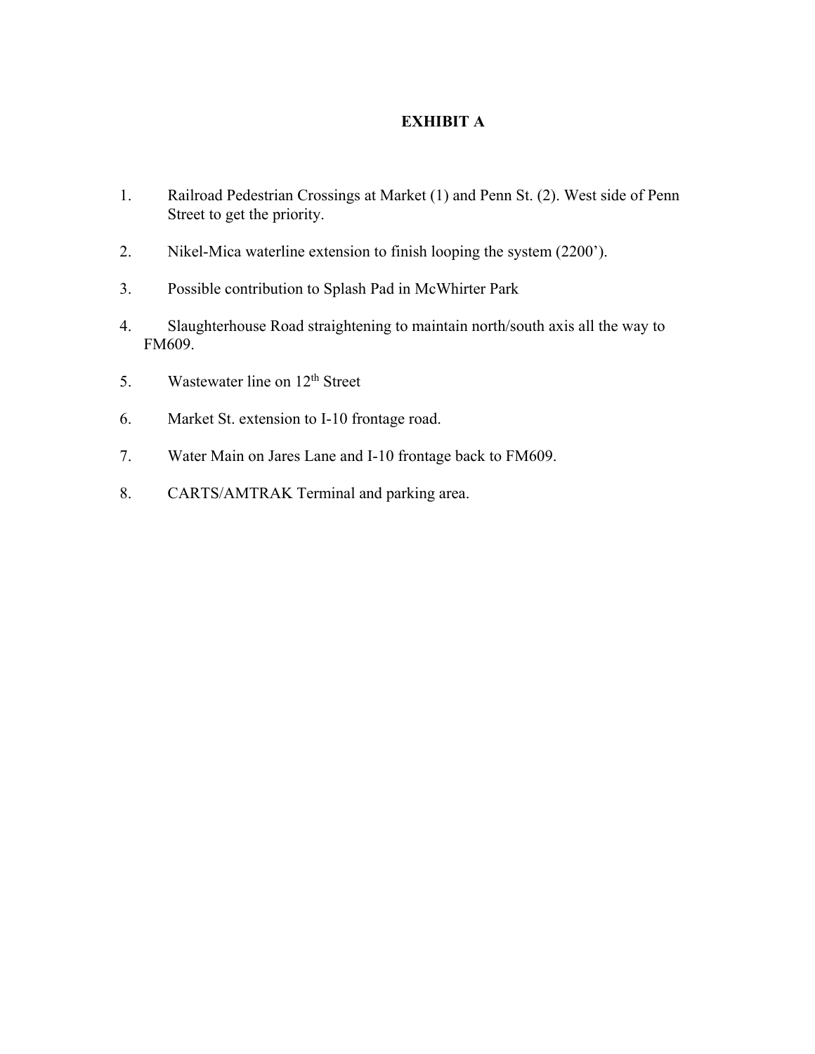# EXHIBIT A

1. Railroad Pedestrian Crossings at Market (1) and Penn St. (2). West side of Penn Street to get the priority.

2. Nikel-Mica waterline extension to finish looping the system (2200').

3. Possible contribution to Splash Pad in McWhirter Park

4. Slaughterhouse Road straightening to maintain north/south axis all the way to FM609.

5. Wastewater line on 12th Street

6. Market St. extension to I-10 frontage road.

7. Water Main on Jares Lane and I-10 frontage back to FM609.

8. CARTS/AMTRAK Terminal and parking area.